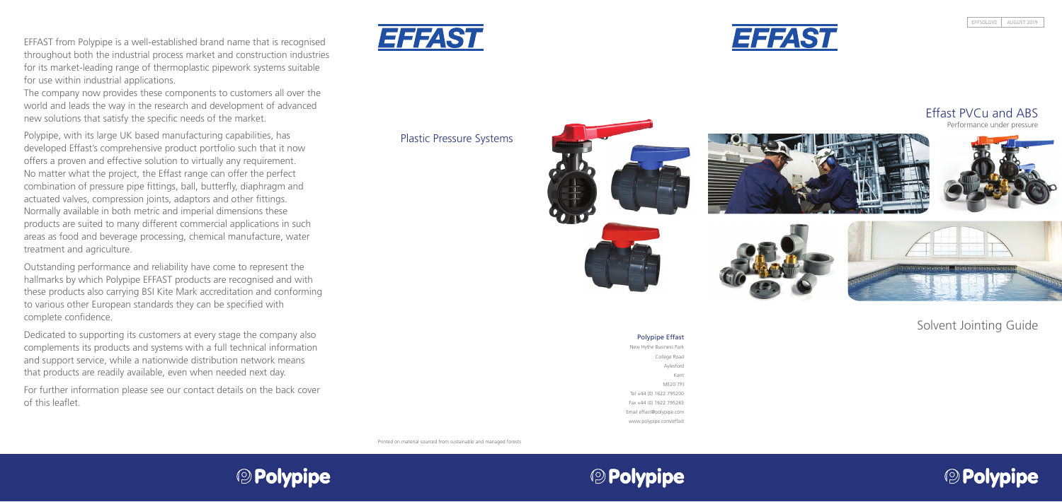EFFAST from Polypipe is a well-established brand name that is recognised throughout both the industrial process market and construction industries for its market-leading range of thermoplastic pipework systems suitable for use within industrial applications.

The company now provides these components to customers all over the world and leads the way in the research and development of advanced new solutions that satisfy the specific needs of the market.

Polypipe, with its large UK based manufacturing capabilities, has developed Effast's comprehensive product portfolio such that it now offers a proven and effective solution to virtually any requirement. No matter what the project, the Effast range can offer the perfect combination of pressure pipe fittings, ball, butterfly, diaphragm and actuated valves, compression joints, adaptors and other fittings. Normally available in both metric and imperial dimensions these products are suited to many different commercial applications in such areas as food and beverage processing, chemical manufacture, water treatment and agriculture.

Outstanding performance and reliability have come to represent the hallmarks by which Polypipe EFFAST products are recognised and with these products also carrying BSI Kite Mark accreditation and conforming to various other European standards they can be specified with complete confidence.

Dedicated to supporting its customers at every stage the company also complements its products and systems with a full technical information and support service, while a nationwide distribution network means that products are readily available, even when needed next day.

For further information please see our contact details on the back cover of this leaflet.

EFFAST

Plastic Pressure Systems

**Polypipe Effast**
New Hythe Business Park
College Road
Aylesford
Kent
ME20 7PJ
Tel +44 (0) 1622 795200
Fax +44 (0) 1622 795263
Email effast@polypipe.com
www.polypipe.com/effast

Printed on material sourced from sustainable and managed forests

EFFSOLGV2 | AUGUST 2019

EFFAST

# Effast PVCu and ABS

Performance under pressure

# Solvent Jointing Guide

Polypipe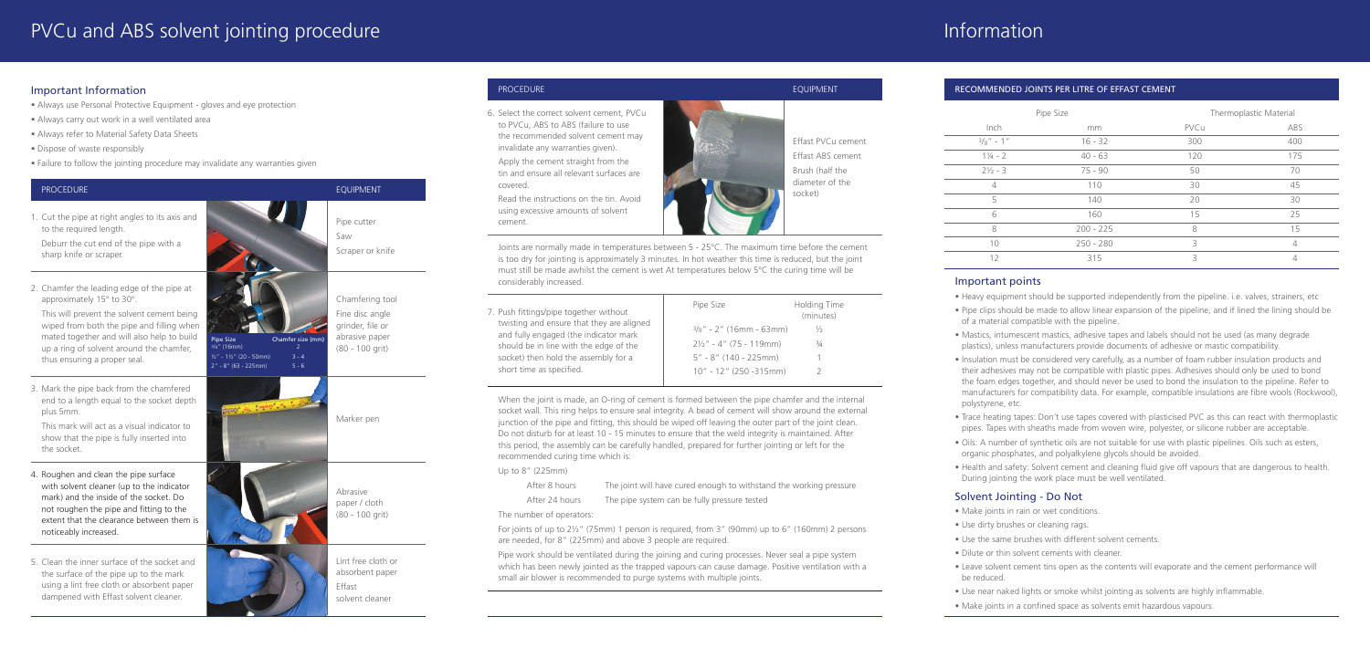# PVCu and ABS solvent jointing procedure

## Important Information

- Always use Personal Protective Equipment - gloves and eye protection
- Always carry out work in a well ventilated area
- Always refer to Material Safety Data Sheets
- Dispose of waste responsibly
- Failure to follow the jointing procedure may invalidate any warranties given

| PROCEDURE | EQUIPMENT |
|---|---|
| 1. Cut the pipe at right angles to its axis and to the required length. Deburr the cut end of the pipe with a sharp knife or scraper. | Pipe cutter<br>Saw<br>Scraper or knife |
| 2. Chamfer the leading edge of the pipe at approximately 15° to 30°. This will prevent the solvent cement being wiped from both the pipe and filling when mated together and will also help to build up a ring of solvent around the chamfer, thus ensuring a proper seal. | Chamfering tool<br>Fine disc angle grinder, file or abrasive paper (80 - 100 grit) |
| 3. Mark the pipe back from the chamfered end to a length equal to the socket depth plus 5mm. This mark will act as a visual indicator to show that the pipe is fully inserted into the socket. | Marker pen |
| 4. Roughen and clean the pipe surface with solvent cleaner (up to the indicator mark) and the inside of the socket. Do not roughen the pipe and fitting to the extent that the clearance between them is noticeably increased. | Abrasive paper / cloth (80 - 100 grit) |
| 5. Clean the inner surface of the socket and the surface of the pipe up to the mark using a lint free cloth or absorbent paper dampened with Effast solvent cleaner. | Lint free cloth or absorbent paper<br>Effast solvent cleaner |

| Pipe Size | Chamfer size (mm) |
|---|---|
| ⅜" (16mm) | 2 |
| ½" - 1½" (20 - 50mm) | 3 - 4 |
| 2" - 8" (63 - 225mm) | 5 - 6 |

| PROCEDURE | EQUIPMENT |
|---|---|
| 6. Select the correct solvent cement, PVCu to PVCu, ABS to ABS (failure to use the recommended solvent cement may invalidate any warranties given). Apply the cement straight from the tin and ensure all relevant surfaces are covered. Read the instructions on the tin. Avoid using excessive amounts of solvent cement. | Effast PVCu cement<br>Effast ABS cement<br>Brush (half the diameter of the socket) |

Joints are normally made in temperatures between 5 - 25°C. The maximum time before the cement is too dry for jointing is approximately 3 minutes. In hot weather this time is reduced, but the joint must still be made awhilst the cement is wet At temperatures below 5°C the curing time will be considerably increased.

7. Push fittings/pipe together without twisting and ensure that they are aligned and fully engaged (the indicator mark should be in line with the edge of the socket) then hold the assembly for a short time as specified.

| Pipe Size | Holding Time (minutes) |
|---|---|
| ⅜" - 2" (16mm - 63mm) | ½ |
| 2½" - 4" (75 - 119mm) | ¾ |
| 5" - 8" (140 - 225mm) | 1 |
| 10" - 12" (250 -315mm) | 2 |

When the joint is made, an O-ring of cement is formed between the pipe chamfer and the internal socket wall. This ring helps to ensure seal integrity. A bead of cement will show around the external junction of the pipe and fitting, this should be wiped off leaving the outer part of the joint clean. Do not disturb for at least 10 - 15 minutes to ensure that the weld integrity is maintained. After this period, the assembly can be carefully handled, prepared for further jointing or left for the recommended curing time which is:

Up to 8" (225mm)

| | |
|---|---|
| After 8 hours | The joint will have cured enough to withstand the working pressure |
| After 24 hours | The pipe system can be fully pressure tested |

The number of operators:

For joints of up to 2½" (75mm) 1 person is required, from 3" (90mm) up to 6" (160mm) 2 persons are needed, for 8" (225mm) and above 3 people are required.

Pipe work should be ventilated during the joining and curing processes. Never seal a pipe system which has been newly jointed as the trapped vapours can cause damage. Positive ventilation with a small air blower is recommended to purge systems with multiple joints.

# Information

## RECOMMENDED JOINTS PER LITRE OF EFFAST CEMENT

| Pipe Size | | Thermoplastic Material | |
|---|---|---|---|
| Inch | mm | PVCu | ABS |
| ⅜" - 1" | 16 - 32 | 300 | 400 |
| 1¼ - 2 | 40 - 63 | 120 | 175 |
| 2½ - 3 | 75 - 90 | 50 | 70 |
| 4 | 110 | 30 | 45 |
| 5 | 140 | 20 | 30 |
| 6 | 160 | 15 | 25 |
| 8 | 200 - 225 | 8 | 15 |
| 10 | 250 - 280 | 3 | 4 |
| 12 | 315 | 3 | 4 |

## Important points

- Heavy equipment should be supported independently from the pipeline. i.e. valves, strainers, etc
- Pipe clips should be made to allow linear expansion of the pipeline, and if lined the lining should be of a material compatible with the pipeline.
- Mastics, intumescent mastics, adhesive tapes and labels should not be used (as many degrade plastics), unless manufacturers provide documents of adhesive or mastic compatibility.
- Insulation must be considered very carefully, as a number of foam rubber insulation products and their adhesives may not be compatible with plastic pipes. Adhesives should only be used to bond the foam edges together, and should never be used to bond the insulation to the pipeline. Refer to manufacturers for compatibility data. For example, compatible insulations are fibre wools (Rockwool), polystyrene, etc.
- Trace heating tapes: Don't use tapes covered with plasticised PVC as this can react with thermoplastic pipes. Tapes with sheaths made from woven wire, polyester, or silicone rubber are acceptable.
- Oils: A number of synthetic oils are not suitable for use with plastic pipelines. Oils such as esters, organic phosphates, and polyalkylene glycols should be avoided.
- Health and safety: Solvent cement and cleaning fluid give off vapours that are dangerous to health. During jointing the work place must be well ventilated.

## Solvent Jointing - Do Not

- Make joints in rain or wet conditions.
- Use dirty brushes or cleaning rags.
- Use the same brushes with different solvent cements.
- Dilute or thin solvent cements with cleaner.
- Leave solvent cement tins open as the contents will evaporate and the cement performance will be reduced.
- Use near naked lights or smoke whilst jointing as solvents are highly inflammable.
- Make joints in a confined space as solvents emit hazardous vapours.